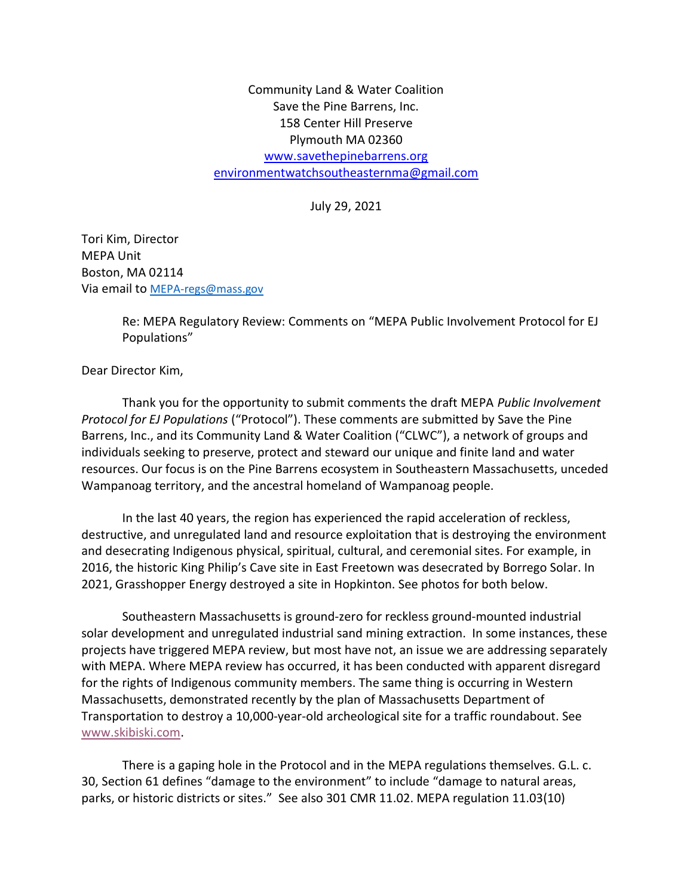Community Land & Water Coalition
Save the Pine Barrens, Inc.
158 Center Hill Preserve
Plymouth MA 02360
www.savethepinebarrens.org
environmentwatchsoutheasternma@gmail.com

July 29, 2021

Tori Kim, Director
MEPA Unit
Boston, MA 02114
Via email to MEPA-regs@mass.gov

Re: MEPA Regulatory Review: Comments on "MEPA Public Involvement Protocol for EJ Populations"

Dear Director Kim,

Thank you for the opportunity to submit comments the draft MEPA *Public Involvement Protocol for EJ Populations* ("Protocol"). These comments are submitted by Save the Pine Barrens, Inc., and its Community Land & Water Coalition ("CLWC"), a network of groups and individuals seeking to preserve, protect and steward our unique and finite land and water resources. Our focus is on the Pine Barrens ecosystem in Southeastern Massachusetts, unceded Wampanoag territory, and the ancestral homeland of Wampanoag people.

In the last 40 years, the region has experienced the rapid acceleration of reckless, destructive, and unregulated land and resource exploitation that is destroying the environment and desecrating Indigenous physical, spiritual, cultural, and ceremonial sites. For example, in 2016, the historic King Philip's Cave site in East Freetown was desecrated by Borrego Solar. In 2021, Grasshopper Energy destroyed a site in Hopkinton. See photos for both below.

Southeastern Massachusetts is ground-zero for reckless ground-mounted industrial solar development and unregulated industrial sand mining extraction. In some instances, these projects have triggered MEPA review, but most have not, an issue we are addressing separately with MEPA. Where MEPA review has occurred, it has been conducted with apparent disregard for the rights of Indigenous community members. The same thing is occurring in Western Massachusetts, demonstrated recently by the plan of Massachusetts Department of Transportation to destroy a 10,000-year-old archeological site for a traffic roundabout. See www.skibiski.com.

There is a gaping hole in the Protocol and in the MEPA regulations themselves. G.L. c. 30, Section 61 defines "damage to the environment" to include "damage to natural areas, parks, or historic districts or sites." See also 301 CMR 11.02. MEPA regulation 11.03(10)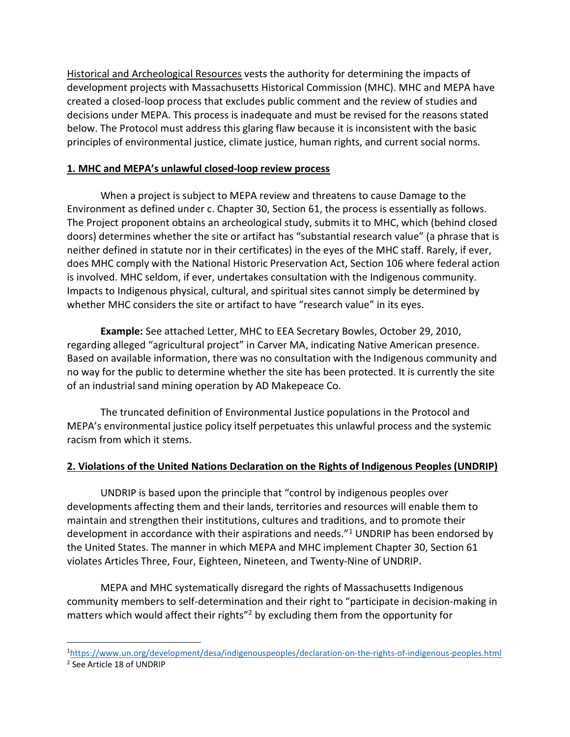Historical and Archeological Resources vests the authority for determining the impacts of development projects with Massachusetts Historical Commission (MHC). MHC and MEPA have created a closed-loop process that excludes public comment and the review of studies and decisions under MEPA. This process is inadequate and must be revised for the reasons stated below. The Protocol must address this glaring flaw because it is inconsistent with the basic principles of environmental justice, climate justice, human rights, and current social norms.

## 1. MHC and MEPA's unlawful closed-loop review process

When a project is subject to MEPA review and threatens to cause Damage to the Environment as defined under c. Chapter 30, Section 61, the process is essentially as follows. The Project proponent obtains an archeological study, submits it to MHC, which (behind closed doors) determines whether the site or artifact has "substantial research value" (a phrase that is neither defined in statute nor in their certificates) in the eyes of the MHC staff. Rarely, if ever, does MHC comply with the National Historic Preservation Act, Section 106 where federal action is involved. MHC seldom, if ever, undertakes consultation with the Indigenous community. Impacts to Indigenous physical, cultural, and spiritual sites cannot simply be determined by whether MHC considers the site or artifact to have "research value" in its eyes.

**Example:** See attached Letter, MHC to EEA Secretary Bowles, October 29, 2010, regarding alleged "agricultural project" in Carver MA, indicating Native American presence. Based on available information, there was no consultation with the Indigenous community and no way for the public to determine whether the site has been protected. It is currently the site of an industrial sand mining operation by AD Makepeace Co.

The truncated definition of Environmental Justice populations in the Protocol and MEPA's environmental justice policy itself perpetuates this unlawful process and the systemic racism from which it stems.

## 2. Violations of the United Nations Declaration on the Rights of Indigenous Peoples (UNDRIP)

UNDRIP is based upon the principle that "control by indigenous peoples over developments affecting them and their lands, territories and resources will enable them to maintain and strengthen their institutions, cultures and traditions, and to promote their development in accordance with their aspirations and needs."[1] UNDRIP has been endorsed by the United States. The manner in which MEPA and MHC implement Chapter 30, Section 61 violates Articles Three, Four, Eighteen, Nineteen, and Twenty-Nine of UNDRIP.

MEPA and MHC systematically disregard the rights of Massachusetts Indigenous community members to self-determination and their right to "participate in decision-making in matters which would affect their rights"[2] by excluding them from the opportunity for

---

[1] https://www.un.org/development/desa/indigenouspeoples/declaration-on-the-rights-of-indigenous-peoples.html

[2] See Article 18 of UNDRIP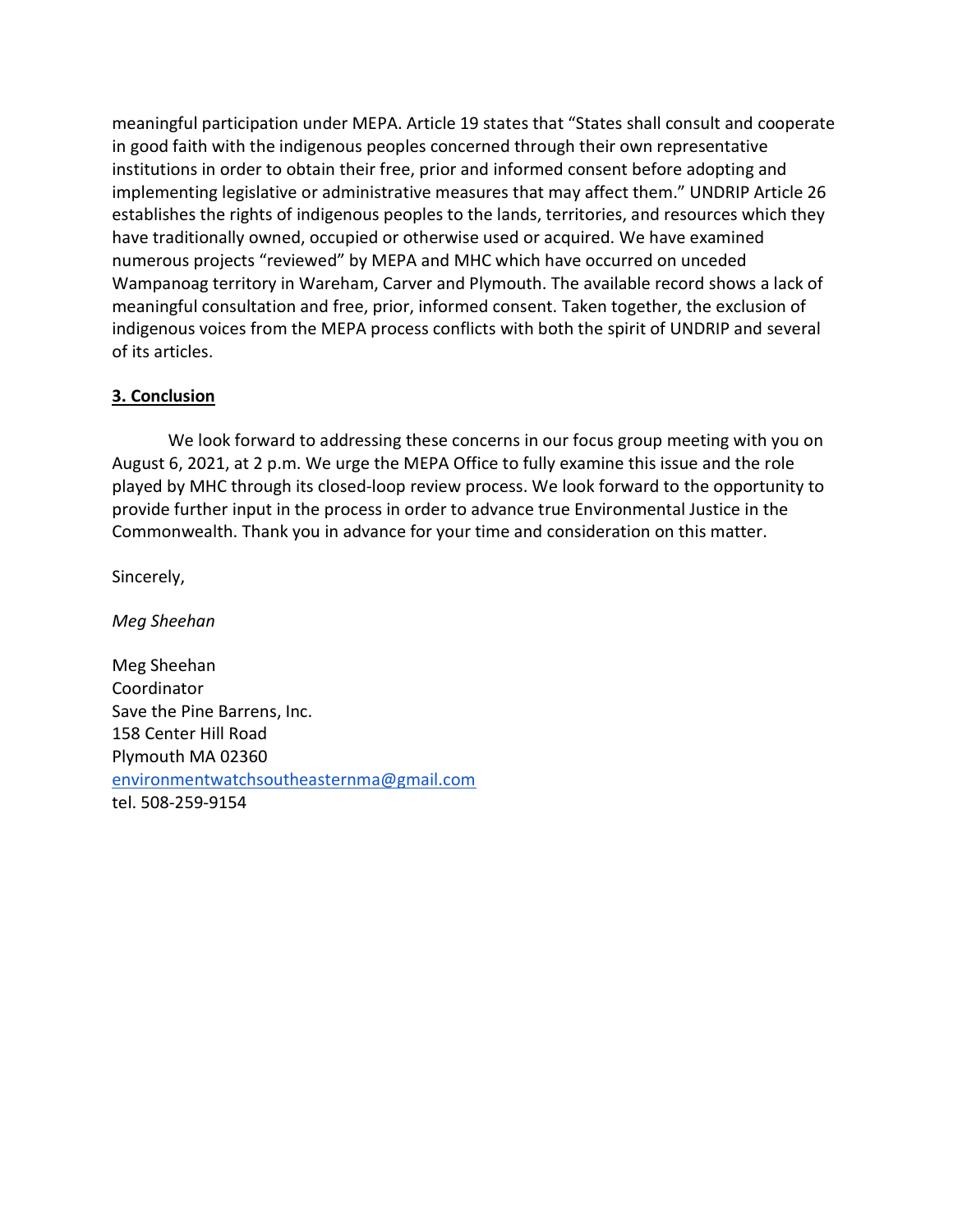meaningful participation under MEPA. Article 19 states that "States shall consult and cooperate in good faith with the indigenous peoples concerned through their own representative institutions in order to obtain their free, prior and informed consent before adopting and implementing legislative or administrative measures that may affect them." UNDRIP Article 26 establishes the rights of indigenous peoples to the lands, territories, and resources which they have traditionally owned, occupied or otherwise used or acquired. We have examined numerous projects "reviewed" by MEPA and MHC which have occurred on unceded Wampanoag territory in Wareham, Carver and Plymouth. The available record shows a lack of meaningful consultation and free, prior, informed consent. Taken together, the exclusion of indigenous voices from the MEPA process conflicts with both the spirit of UNDRIP and several of its articles.

**3. Conclusion**

We look forward to addressing these concerns in our focus group meeting with you on August 6, 2021, at 2 p.m. We urge the MEPA Office to fully examine this issue and the role played by MHC through its closed-loop review process. We look forward to the opportunity to provide further input in the process in order to advance true Environmental Justice in the Commonwealth. Thank you in advance for your time and consideration on this matter.

Sincerely,

*Meg Sheehan*

Meg Sheehan
Coordinator
Save the Pine Barrens, Inc.
158 Center Hill Road
Plymouth MA 02360
environmentwatchsoutheasternma@gmail.com
tel. 508-259-9154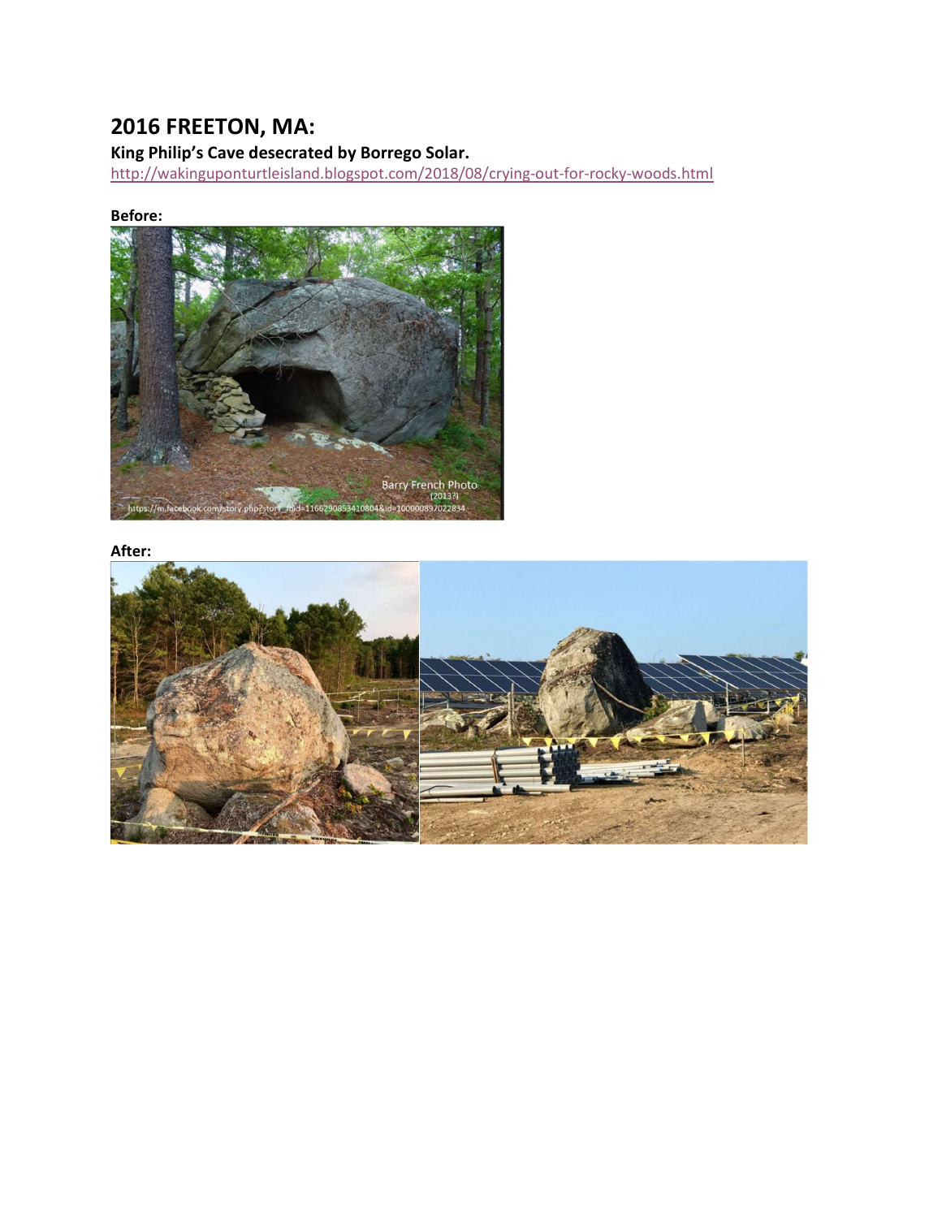## 2016 FREETON, MA:

**King Philip's Cave desecrated by Borrego Solar.**

http://wakinguponturtleisland.blogspot.com/2018/08/crying-out-for-rocky-woods.html

**Before:**

**After:**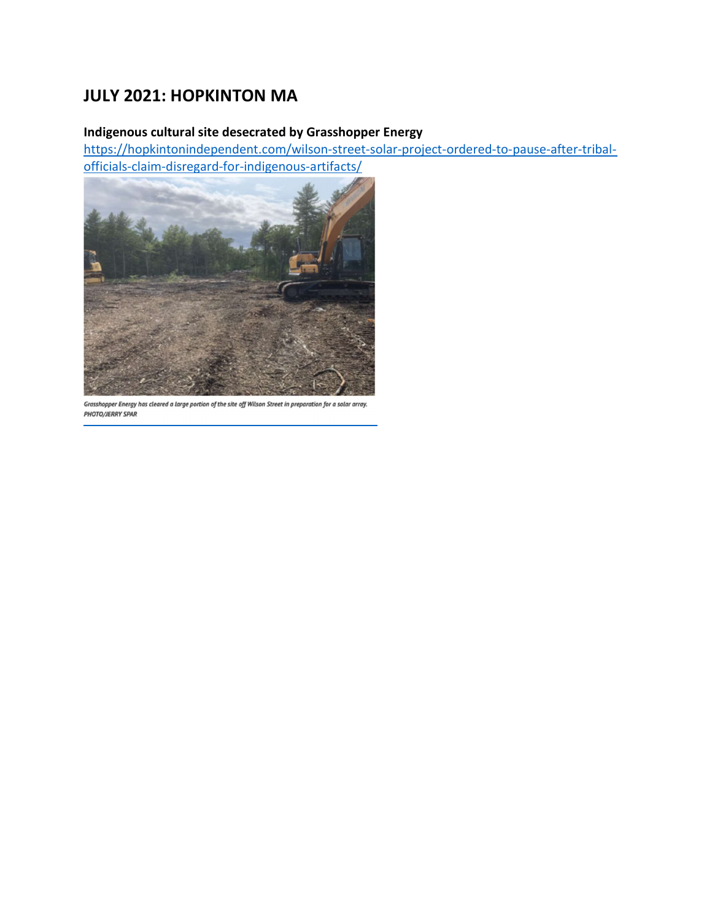## JULY 2021: HOPKINTON MA

**Indigenous cultural site desecrated by Grasshopper Energy**

https://hopkintonindependent.com/wilson-street-solar-project-ordered-to-pause-after-tribal-officials-claim-disregard-for-indigenous-artifacts/

*Grasshopper Energy has cleared a large portion of the site off Wilson Street in preparation for a solar array.*
*PHOTO/JERRY SPAR*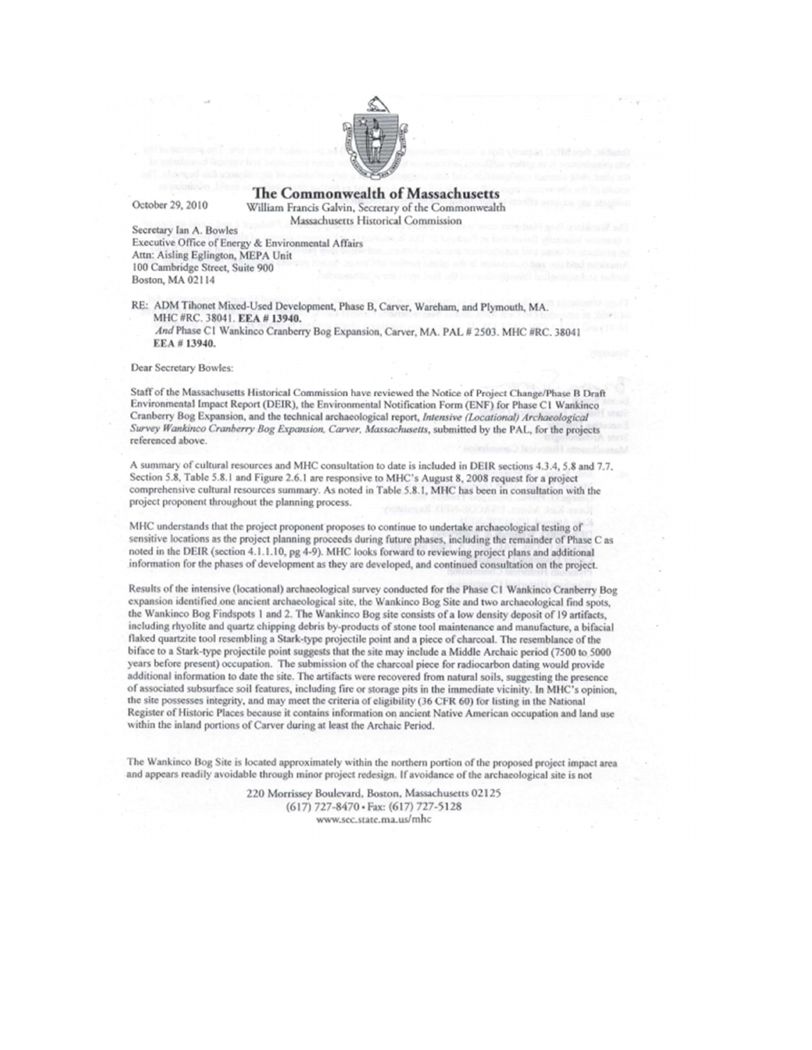# The Commonwealth of Massachusetts

William Francis Galvin, Secretary of the Commonwealth
Massachusetts Historical Commission

October 29, 2010

Secretary Ian A. Bowles
Executive Office of Energy & Environmental Affairs
Attn: Aisling Eglington, MEPA Unit
100 Cambridge Street, Suite 900
Boston, MA 02114

RE: ADM Tihonet Mixed-Used Development, Phase B, Carver, Wareham, and Plymouth, MA. MHC #RC. 38041. **EEA # 13940.**
*And* Phase C1 Wankinco Cranberry Bog Expansion, Carver, MA. PAL # 2503. MHC #RC. 38041 **EEA # 13940.**

Dear Secretary Bowles:

Staff of the Massachusetts Historical Commission have reviewed the Notice of Project Change/Phase B Draft Environmental Impact Report (DEIR), the Environmental Notification Form (ENF) for Phase C1 Wankinco Cranberry Bog Expansion, and the technical archaeological report, *Intensive (Locational) Archaeological Survey Wankinco Cranberry Bog Expansion, Carver, Massachusetts*, submitted by the PAL, for the projects referenced above.

A summary of cultural resources and MHC consultation to date is included in DEIR sections 4.3.4, 5.8 and 7.7. Section 5.8, Table 5.8.1 and Figure 2.6.1 are responsive to MHC's August 8, 2008 request for a project comprehensive cultural resources summary. As noted in Table 5.8.1, MHC has been in consultation with the project proponent throughout the planning process.

MHC understands that the project proponent proposes to continue to undertake archaeological testing of sensitive locations as the project planning proceeds during future phases, including the remainder of Phase C as noted in the DEIR (section 4.1.1.10, pg 4-9). MHC looks forward to reviewing project plans and additional information for the phases of development as they are developed, and continued consultation on the project.

Results of the intensive (locational) archaeological survey conducted for the Phase C1 Wankinco Cranberry Bog expansion identified one ancient archaeological site, the Wankinco Bog Site and two archaeological find spots, the Wankinco Bog Findspots 1 and 2. The Wankinco Bog site consists of a low density deposit of 19 artifacts, including rhyolite and quartz chipping debris by-products of stone tool maintenance and manufacture, a bifacial flaked quartzite tool resembling a Stark-type projectile point and a piece of charcoal. The resemblance of the biface to a Stark-type projectile point suggests that the site may include a Middle Archaic period (7500 to 5000 years before present) occupation. The submission of the charcoal piece for radiocarbon dating would provide additional information to date the site. The artifacts were recovered from natural soils, suggesting the presence of associated subsurface soil features, including fire or storage pits in the immediate vicinity. In MHC's opinion, the site possesses integrity, and may meet the criteria of eligibility (36 CFR 60) for listing in the National Register of Historic Places because it contains information on ancient Native American occupation and land use within the inland portions of Carver during at least the Archaic Period.

The Wankinco Bog Site is located approximately within the northern portion of the proposed project impact area and appears readily avoidable through minor project redesign. If avoidance of the archaeological site is not

220 Morrissey Boulevard, Boston, Massachusetts 02125
(617) 727-8470 • Fax: (617) 727-5128
www.sec.state.ma.us/mhc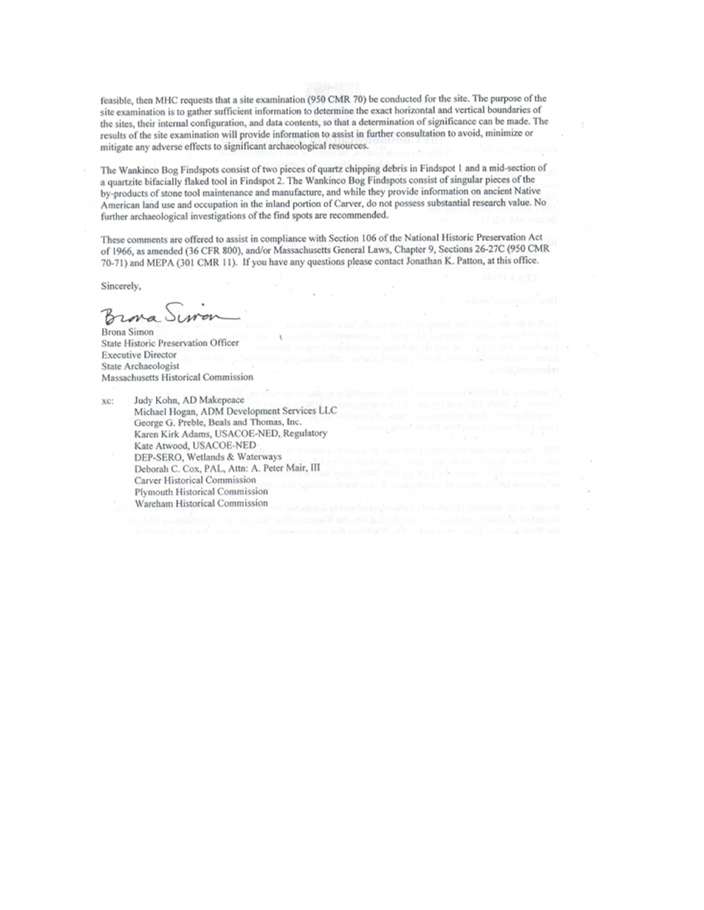feasible, then MHC requests that a site examination (950 CMR 70) be conducted for the site. The purpose of the site examination is to gather sufficient information to determine the exact horizontal and vertical boundaries of the sites, their internal configuration, and data contents, so that a determination of significance can be made. The results of the site examination will provide information to assist in further consultation to avoid, minimize or mitigate any adverse effects to significant archaeological resources.

The Wankinco Bog Findspots consist of two pieces of quartz chipping debris in Findspot 1 and a mid-section of a quartzite bifacially flaked tool in Findspot 2. The Wankinco Bog Findspots consist of singular pieces of the by-products of stone tool maintenance and manufacture, and while they provide information on ancient Native American land use and occupation in the inland portion of Carver, do not possess substantial research value. No further archaeological investigations of the find spots are recommended.

These comments are offered to assist in compliance with Section 106 of the National Historic Preservation Act of 1966, as amended (36 CFR 800), and/or Massachusetts General Laws, Chapter 9, Sections 26-27C (950 CMR 70-71) and MEPA (301 CMR 11). If you have any questions please contact Jonathan K. Patton, at this office.

Sincerely,

Brona Simon
State Historic Preservation Officer
Executive Director
State Archaeologist
Massachusetts Historical Commission

xc: Judy Kohn, AD Makepeace
Michael Hogan, ADM Development Services LLC
George G. Preble, Beals and Thomas, Inc.
Karen Kirk Adams, USACOE-NED, Regulatory
Kate Atwood, USACOE-NED
DEP-SERO, Wetlands & Waterways
Deborah C. Cox, PAL, Attn: A. Peter Mair, III
Carver Historical Commission
Plymouth Historical Commission
Wareham Historical Commission